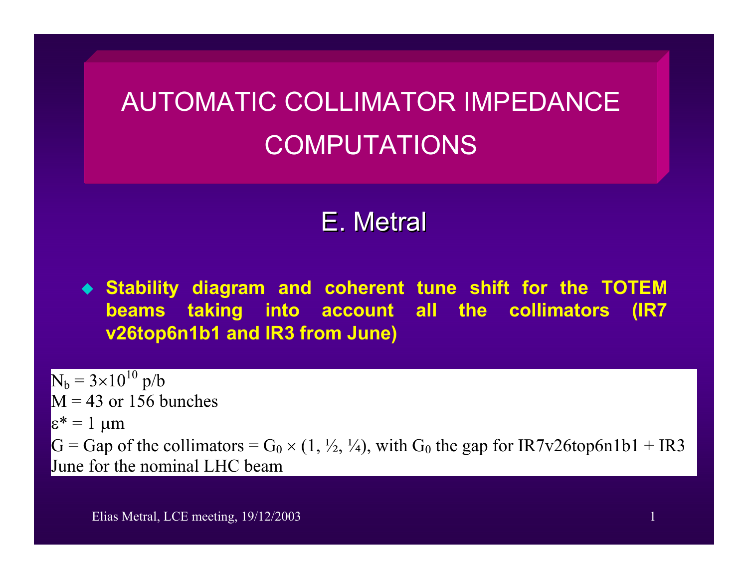# AUTOMATIC COLLIMATOR IMPEDANCE COMPUTATIONS

## E. Metral

- **Stability diagram and coherent tune shift for the TOTEM beams taking into account all the collimators (IR7 v26top6n1b1 and IR3 from June)**

$N_b = 3\times10^{10}$ p/b
M = 43 or 156 bunches
$\varepsilon^* = 1$ μm
G = Gap of the collimators = $G_0 \times (1, ½, ¼)$, with $G_0$ the gap for IR7v26top6n1b1 + IR3 June for the nominal LHC beam

Elias Metral, LCE meeting, 19/12/2003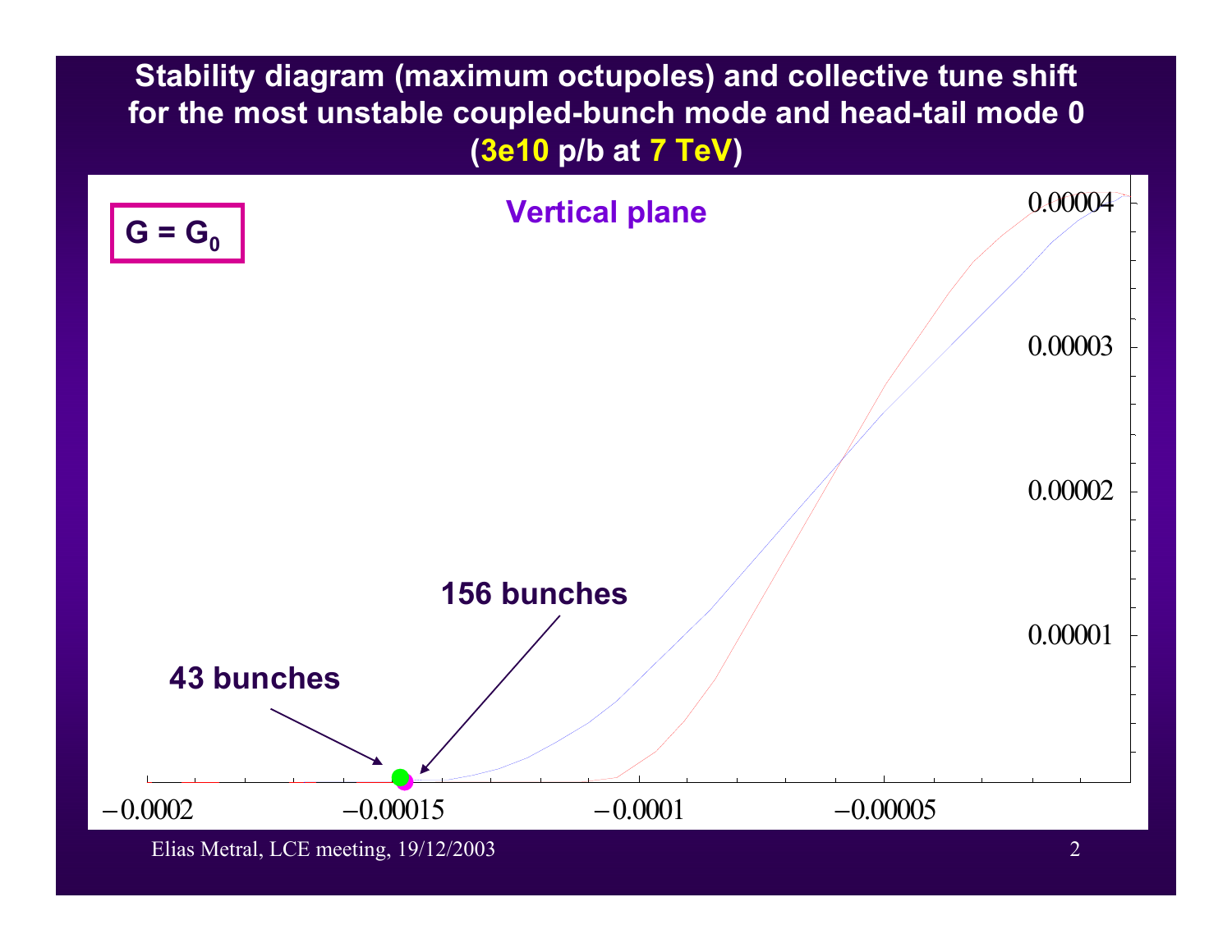# Stability diagram (maximum octupoles) and collective tune shift for the most unstable coupled-bunch mode and head-tail mode 0 (3e10 p/b at 7 TeV)

$G = G_0$

Vertical plane

156 bunches

43 bunches

Elias Metral, LCE meeting, 19/12/2003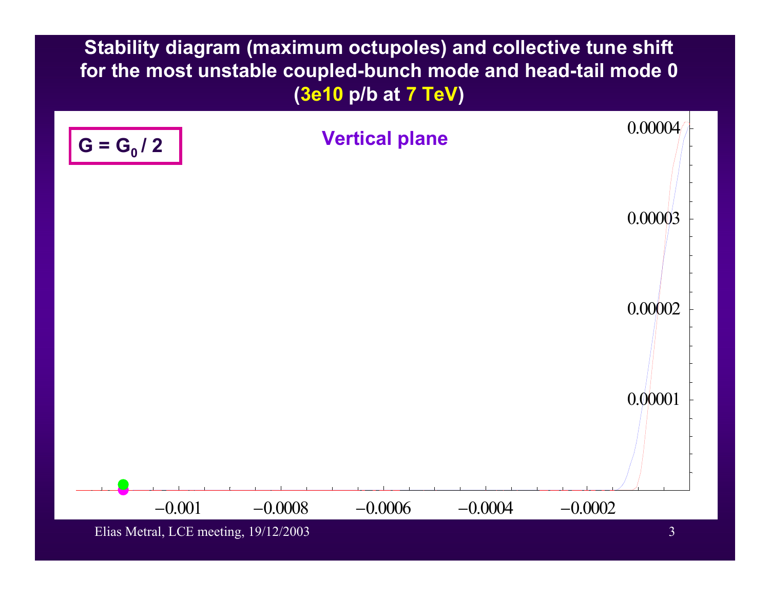# Stability diagram (maximum octupoles) and collective tune shift for the most unstable coupled-bunch mode and head-tail mode 0 (3e10 p/b at 7 TeV)

$G = G_0 / 2$

**Vertical plane**

0.00004

0.00003

0.00002

0.00001

−0.001 −0.0008 −0.0006 −0.0004 −0.0002

Elias Metral, LCE meeting, 19/12/2003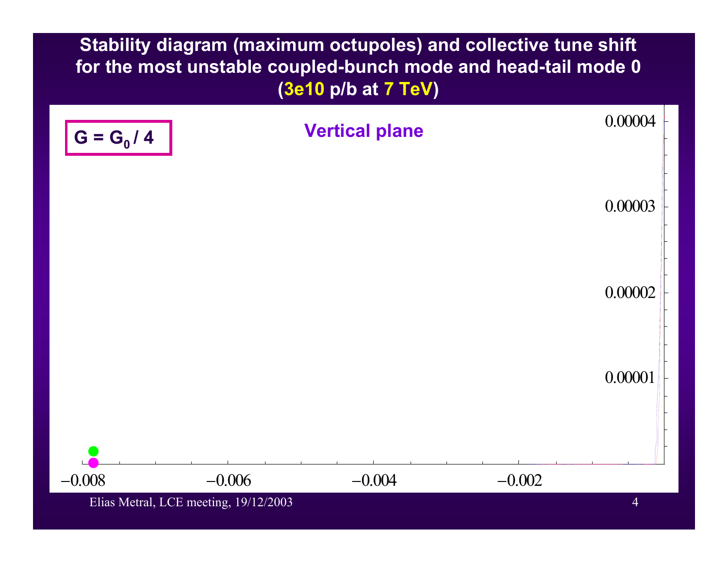# Stability diagram (maximum octupoles) and collective tune shift for the most unstable coupled-bunch mode and head-tail mode 0 (3e10 p/b at 7 TeV)

$G = G_0 / 4$

Vertical plane

0.00004

0.00003

0.00002

0.00001

−0.008 −0.006 −0.004 −0.002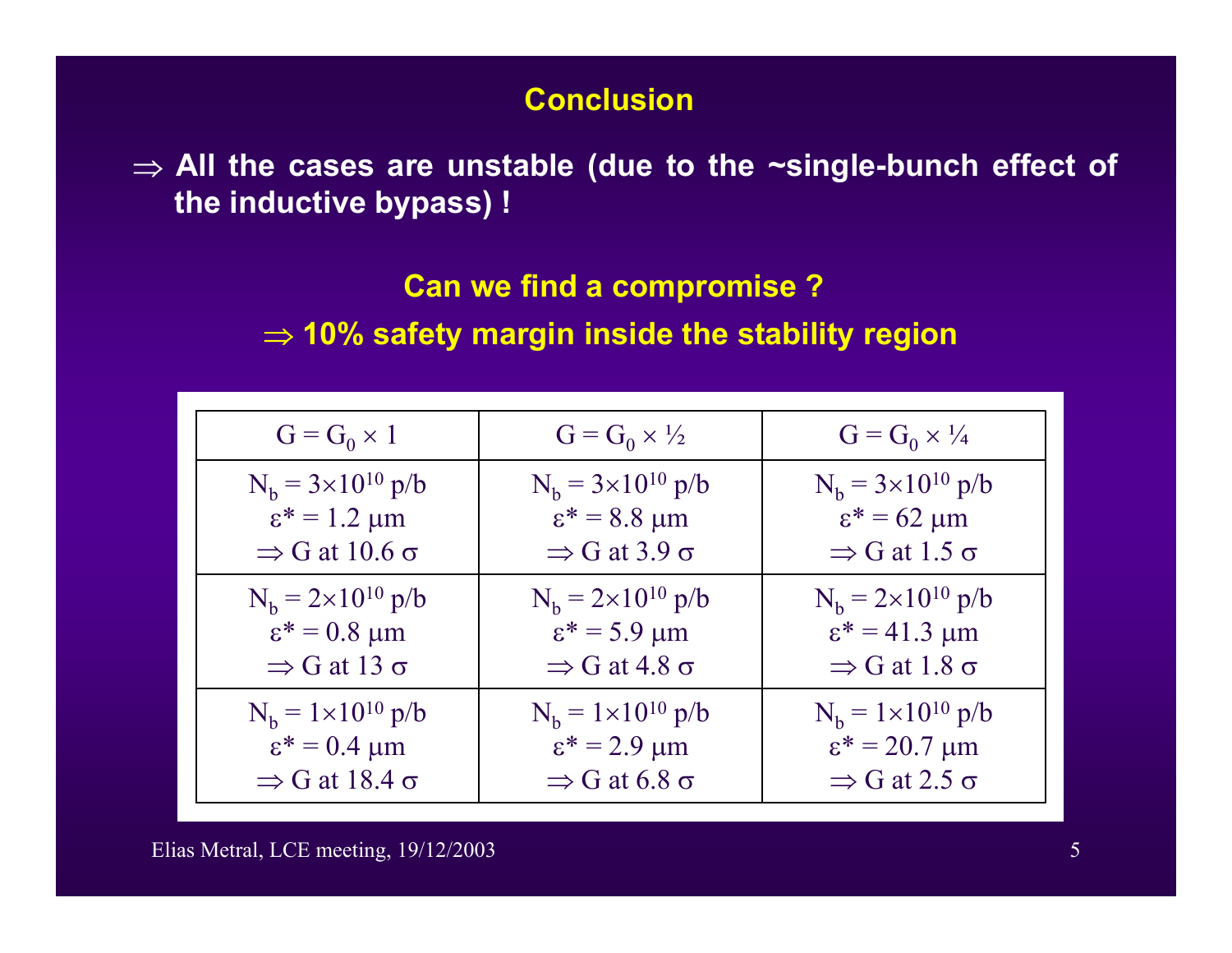## Conclusion

$\Rightarrow$ **All the cases are unstable (due to the ~single-bunch effect of the inductive bypass) !**

**Can we find a compromise ?**

**$\Rightarrow$ 10% safety margin inside the stability region**

| $G = G_0 \times 1$ | $G = G_0 \times ½$ | $G = G_0 \times ¼$ |
|---|---|---|
| $N_b = 3\times10^{10}$ p/b<br>$\varepsilon^* = 1.2$ μm<br>$\Rightarrow$ G at 10.6 σ | $N_b = 3\times10^{10}$ p/b<br>$\varepsilon^* = 8.8$ μm<br>$\Rightarrow$ G at 3.9 σ | $N_b = 3\times10^{10}$ p/b<br>$\varepsilon^* = 62$ μm<br>$\Rightarrow$ G at 1.5 σ |
| $N_b = 2\times10^{10}$ p/b<br>$\varepsilon^* = 0.8$ μm<br>$\Rightarrow$ G at 13 σ | $N_b = 2\times10^{10}$ p/b<br>$\varepsilon^* = 5.9$ μm<br>$\Rightarrow$ G at 4.8 σ | $N_b = 2\times10^{10}$ p/b<br>$\varepsilon^* = 41.3$ μm<br>$\Rightarrow$ G at 1.8 σ |
| $N_b = 1\times10^{10}$ p/b<br>$\varepsilon^* = 0.4$ μm<br>$\Rightarrow$ G at 18.4 σ | $N_b = 1\times10^{10}$ p/b<br>$\varepsilon^* = 2.9$ μm<br>$\Rightarrow$ G at 6.8 σ | $N_b = 1\times10^{10}$ p/b<br>$\varepsilon^* = 20.7$ μm<br>$\Rightarrow$ G at 2.5 σ |

Elias Metral, LCE meeting, 19/12/2003